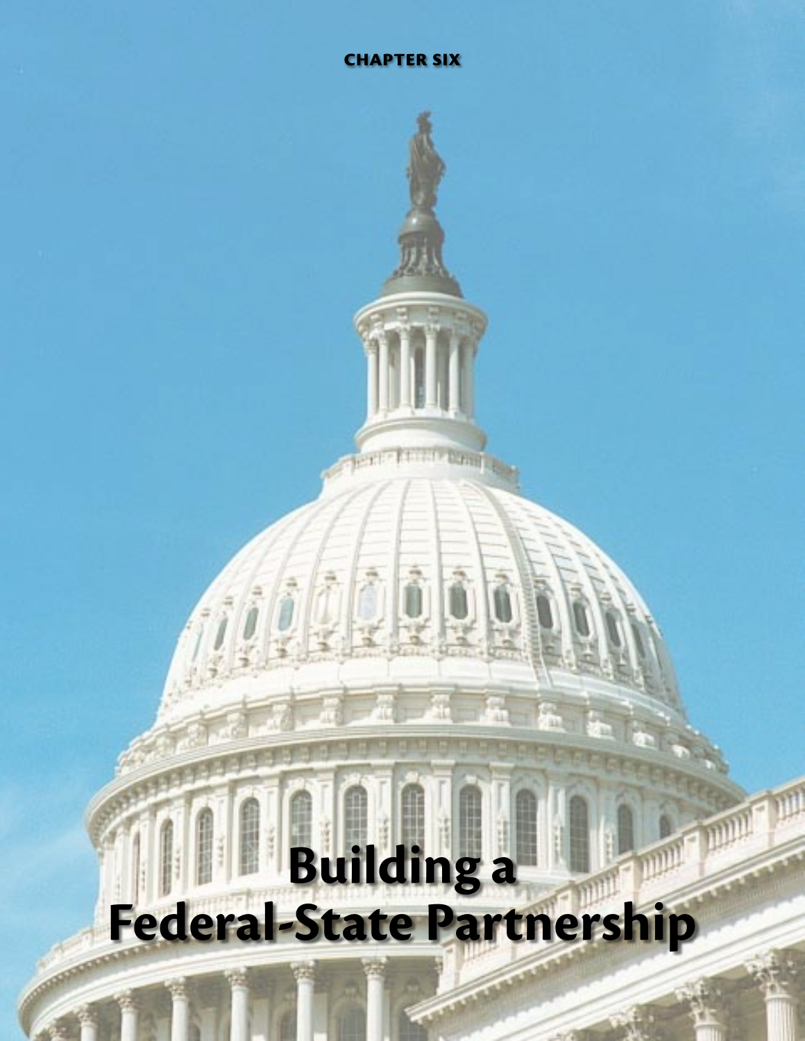CHAPTER SIX

# Building a Federal-State Partnership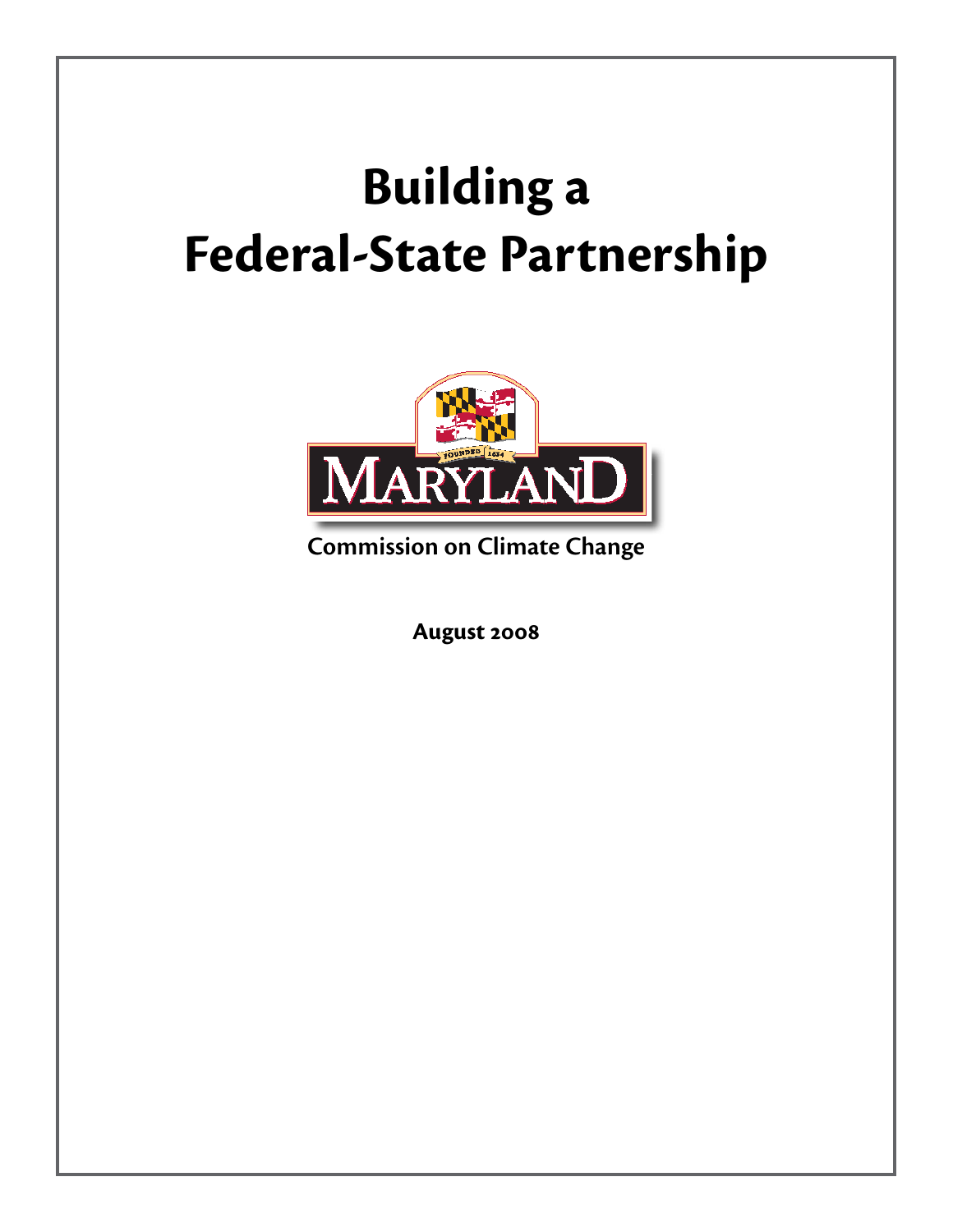# Building a Federal-State Partnership

MARYLAND

FOUNDED 1634

Commission on Climate Change

August 2008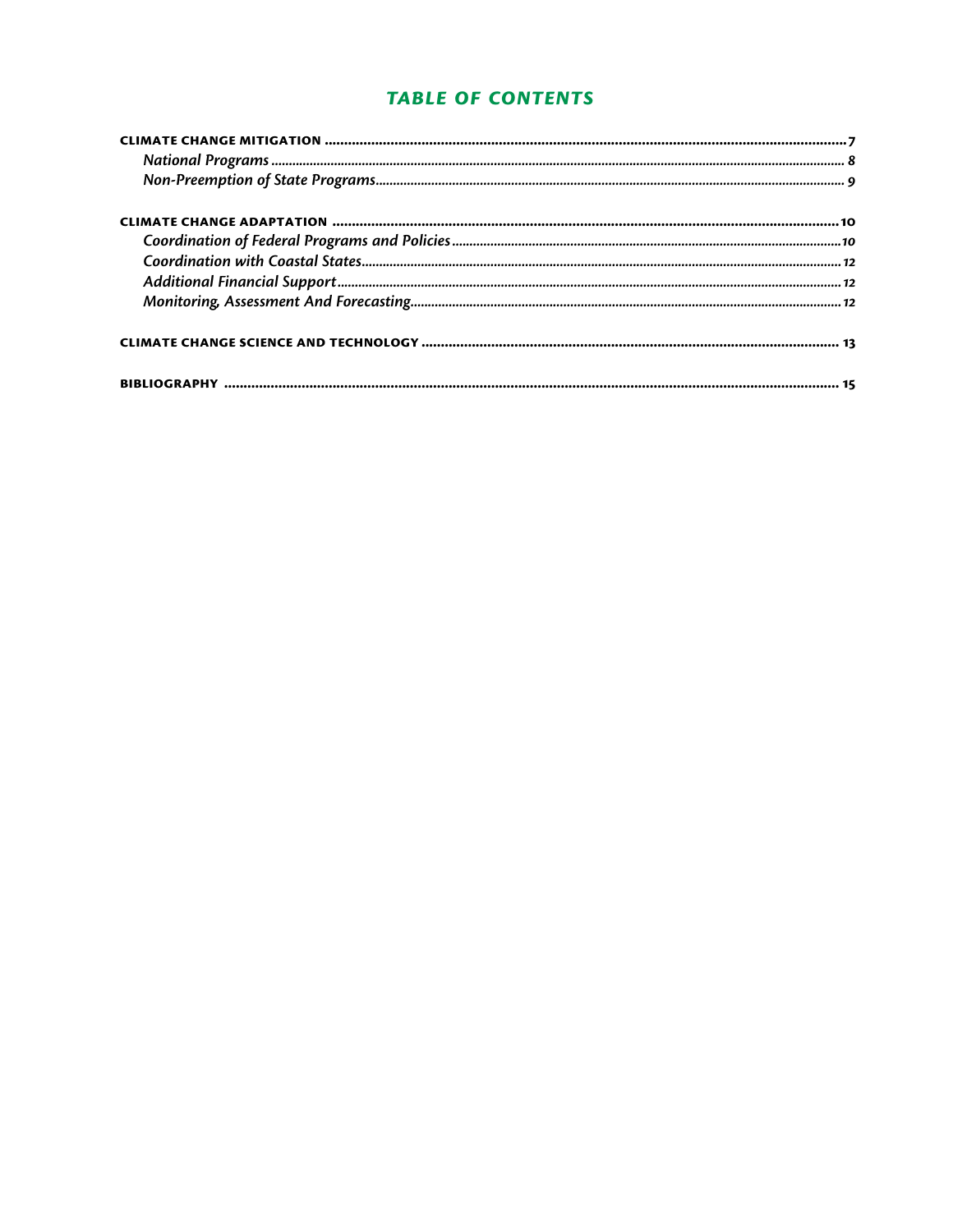# *TABLE OF CONTENTS*

**CLIMATE CHANGE MITIGATION** ........................................ 7

*National Programs* ........................................ 8

*Non-Preemption of State Programs* ........................................ 9

**CLIMATE CHANGE ADAPTATION** ........................................ 10

*Coordination of Federal Programs and Policies* ........................................ 10

*Coordination with Coastal States* ........................................ 12

*Additional Financial Support* ........................................ 12

*Monitoring, Assessment And Forecasting* ........................................ 12

**CLIMATE CHANGE SCIENCE AND TECHNOLOGY** ........................................ 13

**BIBLIOGRAPHY** ........................................ 15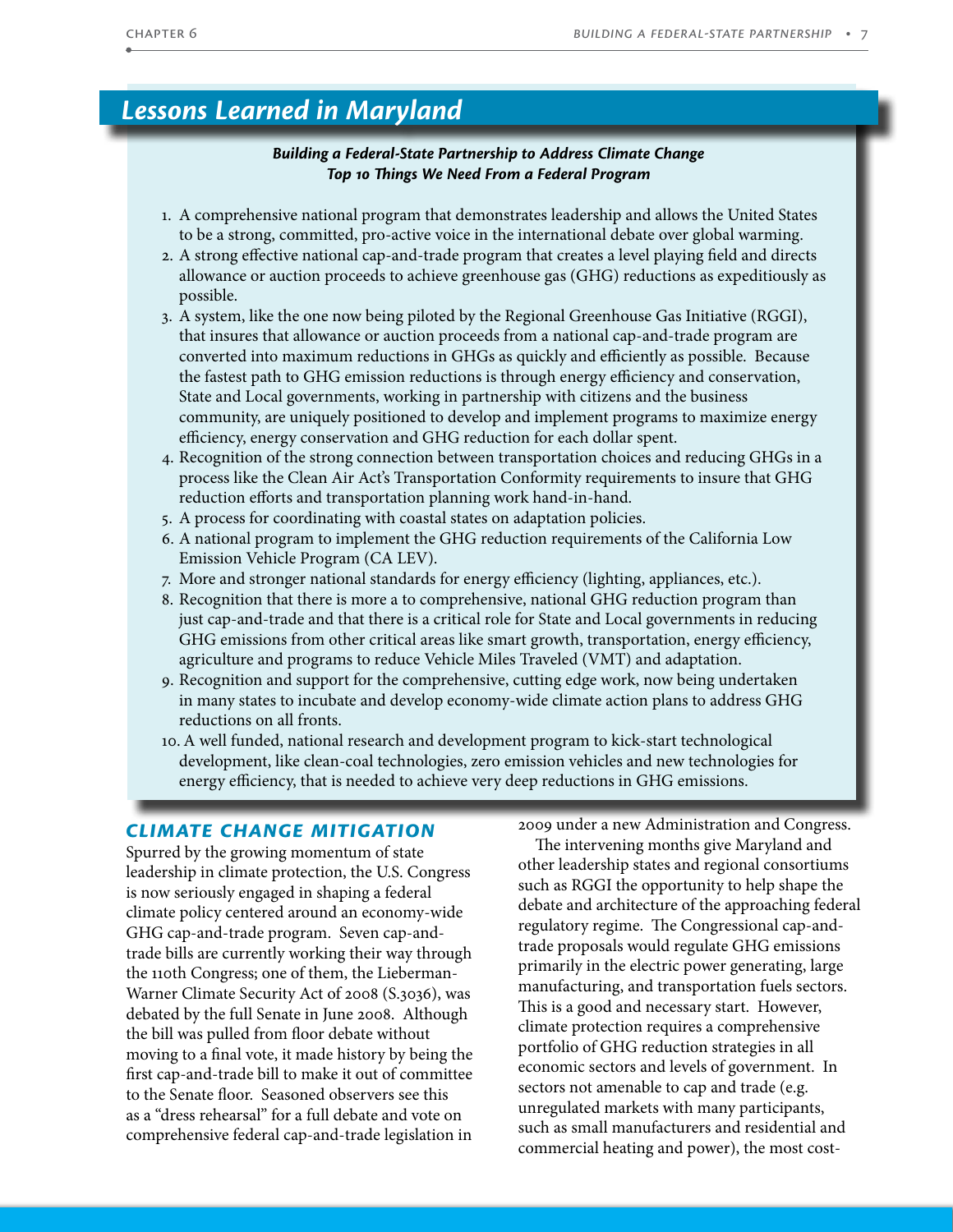## Lessons Learned in Maryland

***Building a Federal-State Partnership to Address Climate Change***
***Top 10 Things We Need From a Federal Program***

1. A comprehensive national program that demonstrates leadership and allows the United States to be a strong, committed, pro-active voice in the international debate over global warming.
2. A strong effective national cap-and-trade program that creates a level playing field and directs allowance or auction proceeds to achieve greenhouse gas (GHG) reductions as expeditiously as possible.
3. A system, like the one now being piloted by the Regional Greenhouse Gas Initiative (RGGI), that insures that allowance or auction proceeds from a national cap-and-trade program are converted into maximum reductions in GHGs as quickly and efficiently as possible. Because the fastest path to GHG emission reductions is through energy efficiency and conservation, State and Local governments, working in partnership with citizens and the business community, are uniquely positioned to develop and implement programs to maximize energy efficiency, energy conservation and GHG reduction for each dollar spent.
4. Recognition of the strong connection between transportation choices and reducing GHGs in a process like the Clean Air Act's Transportation Conformity requirements to insure that GHG reduction efforts and transportation planning work hand-in-hand.
5. A process for coordinating with coastal states on adaptation policies.
6. A national program to implement the GHG reduction requirements of the California Low Emission Vehicle Program (CA LEV).
7. More and stronger national standards for energy efficiency (lighting, appliances, etc.).
8. Recognition that there is more a to comprehensive, national GHG reduction program than just cap-and-trade and that there is a critical role for State and Local governments in reducing GHG emissions from other critical areas like smart growth, transportation, energy efficiency, agriculture and programs to reduce Vehicle Miles Traveled (VMT) and adaptation.
9. Recognition and support for the comprehensive, cutting edge work, now being undertaken in many states to incubate and develop economy-wide climate action plans to address GHG reductions on all fronts.
10. A well funded, national research and development program to kick-start technological development, like clean-coal technologies, zero emission vehicles and new technologies for energy efficiency, that is needed to achieve very deep reductions in GHG emissions.

### CLIMATE CHANGE MITIGATION

Spurred by the growing momentum of state leadership in climate protection, the U.S. Congress is now seriously engaged in shaping a federal climate policy centered around an economy-wide GHG cap-and-trade program. Seven cap-and-trade bills are currently working their way through the 110th Congress; one of them, the Lieberman-Warner Climate Security Act of 2008 (S.3036), was debated by the full Senate in June 2008. Although the bill was pulled from floor debate without moving to a final vote, it made history by being the first cap-and-trade bill to make it out of committee to the Senate floor. Seasoned observers see this as a "dress rehearsal" for a full debate and vote on comprehensive federal cap-and-trade legislation in 2009 under a new Administration and Congress.

The intervening months give Maryland and other leadership states and regional consortiums such as RGGI the opportunity to help shape the debate and architecture of the approaching federal regulatory regime. The Congressional cap-and-trade proposals would regulate GHG emissions primarily in the electric power generating, large manufacturing, and transportation fuels sectors. This is a good and necessary start. However, climate protection requires a comprehensive portfolio of GHG reduction strategies in all economic sectors and levels of government. In sectors not amenable to cap and trade (e.g. unregulated markets with many participants, such as small manufacturers and residential and commercial heating and power), the most cost-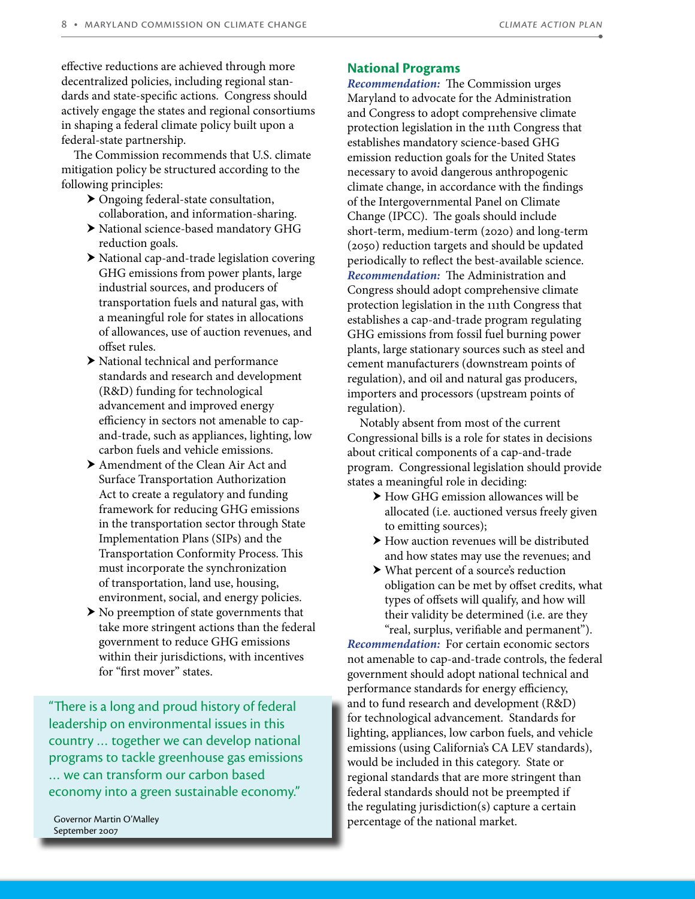effective reductions are achieved through more decentralized policies, including regional standards and state-specific actions. Congress should actively engage the states and regional consortiums in shaping a federal climate policy built upon a federal-state partnership.

The Commission recommends that U.S. climate mitigation policy be structured according to the following principles:

- Ongoing federal-state consultation, collaboration, and information-sharing.
- National science-based mandatory GHG reduction goals.
- National cap-and-trade legislation covering GHG emissions from power plants, large industrial sources, and producers of transportation fuels and natural gas, with a meaningful role for states in allocations of allowances, use of auction revenues, and offset rules.
- National technical and performance standards and research and development (R&D) funding for technological advancement and improved energy efficiency in sectors not amenable to cap-and-trade, such as appliances, lighting, low carbon fuels and vehicle emissions.
- Amendment of the Clean Air Act and Surface Transportation Authorization Act to create a regulatory and funding framework for reducing GHG emissions in the transportation sector through State Implementation Plans (SIPs) and the Transportation Conformity Process. This must incorporate the synchronization of transportation, land use, housing, environment, social, and energy policies.
- No preemption of state governments that take more stringent actions than the federal government to reduce GHG emissions within their jurisdictions, with incentives for "first mover" states.

> "There is a long and proud history of federal leadership on environmental issues in this country … together we can develop national programs to tackle greenhouse gas emissions … we can transform our carbon based economy into a green sustainable economy."
>
> Governor Martin O'Malley
> September 2007

## National Programs

***Recommendation:*** The Commission urges Maryland to advocate for the Administration and Congress to adopt comprehensive climate protection legislation in the 111th Congress that establishes mandatory science-based GHG emission reduction goals for the United States necessary to avoid dangerous anthropogenic climate change, in accordance with the findings of the Intergovernmental Panel on Climate Change (IPCC). The goals should include short-term, medium-term (2020) and long-term (2050) reduction targets and should be updated periodically to reflect the best-available science.

***Recommendation:*** The Administration and Congress should adopt comprehensive climate protection legislation in the 111th Congress that establishes a cap-and-trade program regulating GHG emissions from fossil fuel burning power plants, large stationary sources such as steel and cement manufacturers (downstream points of regulation), and oil and natural gas producers, importers and processors (upstream points of regulation).

Notably absent from most of the current Congressional bills is a role for states in decisions about critical components of a cap-and-trade program. Congressional legislation should provide states a meaningful role in deciding:

- How GHG emission allowances will be allocated (i.e. auctioned versus freely given to emitting sources);
- How auction revenues will be distributed and how states may use the revenues; and
- What percent of a source's reduction obligation can be met by offset credits, what types of offsets will qualify, and how will their validity be determined (i.e. are they "real, surplus, verifiable and permanent").

***Recommendation:*** For certain economic sectors not amenable to cap-and-trade controls, the federal government should adopt national technical and performance standards for energy efficiency, and to fund research and development (R&D) for technological advancement. Standards for lighting, appliances, low carbon fuels, and vehicle emissions (using California's CA LEV standards), would be included in this category. State or regional standards that are more stringent than federal standards should not be preempted if the regulating jurisdiction(s) capture a certain percentage of the national market.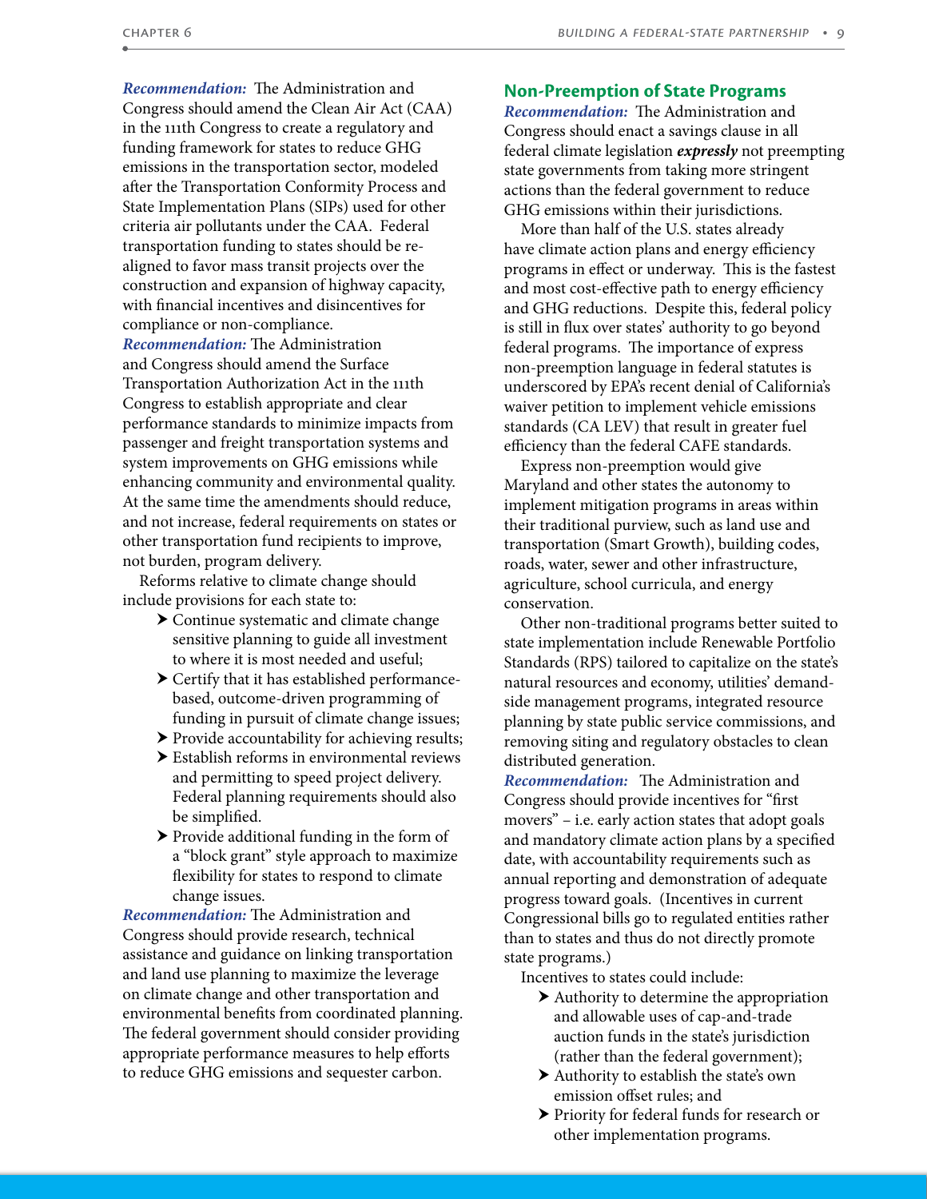***Recommendation:*** The Administration and Congress should amend the Clean Air Act (CAA) in the 111th Congress to create a regulatory and funding framework for states to reduce GHG emissions in the transportation sector, modeled after the Transportation Conformity Process and State Implementation Plans (SIPs) used for other criteria air pollutants under the CAA. Federal transportation funding to states should be re-aligned to favor mass transit projects over the construction and expansion of highway capacity, with financial incentives and disincentives for compliance or non-compliance.

***Recommendation:*** The Administration and Congress should amend the Surface Transportation Authorization Act in the 111th Congress to establish appropriate and clear performance standards to minimize impacts from passenger and freight transportation systems and system improvements on GHG emissions while enhancing community and environmental quality. At the same time the amendments should reduce, and not increase, federal requirements on states or other transportation fund recipients to improve, not burden, program delivery.

Reforms relative to climate change should include provisions for each state to:

- Continue systematic and climate change sensitive planning to guide all investment to where it is most needed and useful;
- Certify that it has established performance-based, outcome-driven programming of funding in pursuit of climate change issues;
- Provide accountability for achieving results;
- Establish reforms in environmental reviews and permitting to speed project delivery. Federal planning requirements should also be simplified.
- Provide additional funding in the form of a "block grant" style approach to maximize flexibility for states to respond to climate change issues.

***Recommendation:*** The Administration and Congress should provide research, technical assistance and guidance on linking transportation and land use planning to maximize the leverage on climate change and other transportation and environmental benefits from coordinated planning. The federal government should consider providing appropriate performance measures to help efforts to reduce GHG emissions and sequester carbon.

## Non-Preemption of State Programs

***Recommendation:*** The Administration and Congress should enact a savings clause in all federal climate legislation ***expressly*** not preempting state governments from taking more stringent actions than the federal government to reduce GHG emissions within their jurisdictions.

More than half of the U.S. states already have climate action plans and energy efficiency programs in effect or underway. This is the fastest and most cost-effective path to energy efficiency and GHG reductions. Despite this, federal policy is still in flux over states' authority to go beyond federal programs. The importance of express non-preemption language in federal statutes is underscored by EPA's recent denial of California's waiver petition to implement vehicle emissions standards (CA LEV) that result in greater fuel efficiency than the federal CAFE standards.

Express non-preemption would give Maryland and other states the autonomy to implement mitigation programs in areas within their traditional purview, such as land use and transportation (Smart Growth), building codes, roads, water, sewer and other infrastructure, agriculture, school curricula, and energy conservation.

Other non-traditional programs better suited to state implementation include Renewable Portfolio Standards (RPS) tailored to capitalize on the state's natural resources and economy, utilities' demand-side management programs, integrated resource planning by state public service commissions, and removing siting and regulatory obstacles to clean distributed generation.

***Recommendation:*** The Administration and Congress should provide incentives for "first movers" – i.e. early action states that adopt goals and mandatory climate action plans by a specified date, with accountability requirements such as annual reporting and demonstration of adequate progress toward goals. (Incentives in current Congressional bills go to regulated entities rather than to states and thus do not directly promote state programs.)

Incentives to states could include:

- Authority to determine the appropriation and allowable uses of cap-and-trade auction funds in the state's jurisdiction (rather than the federal government);
- Authority to establish the state's own emission offset rules; and
- Priority for federal funds for research or other implementation programs.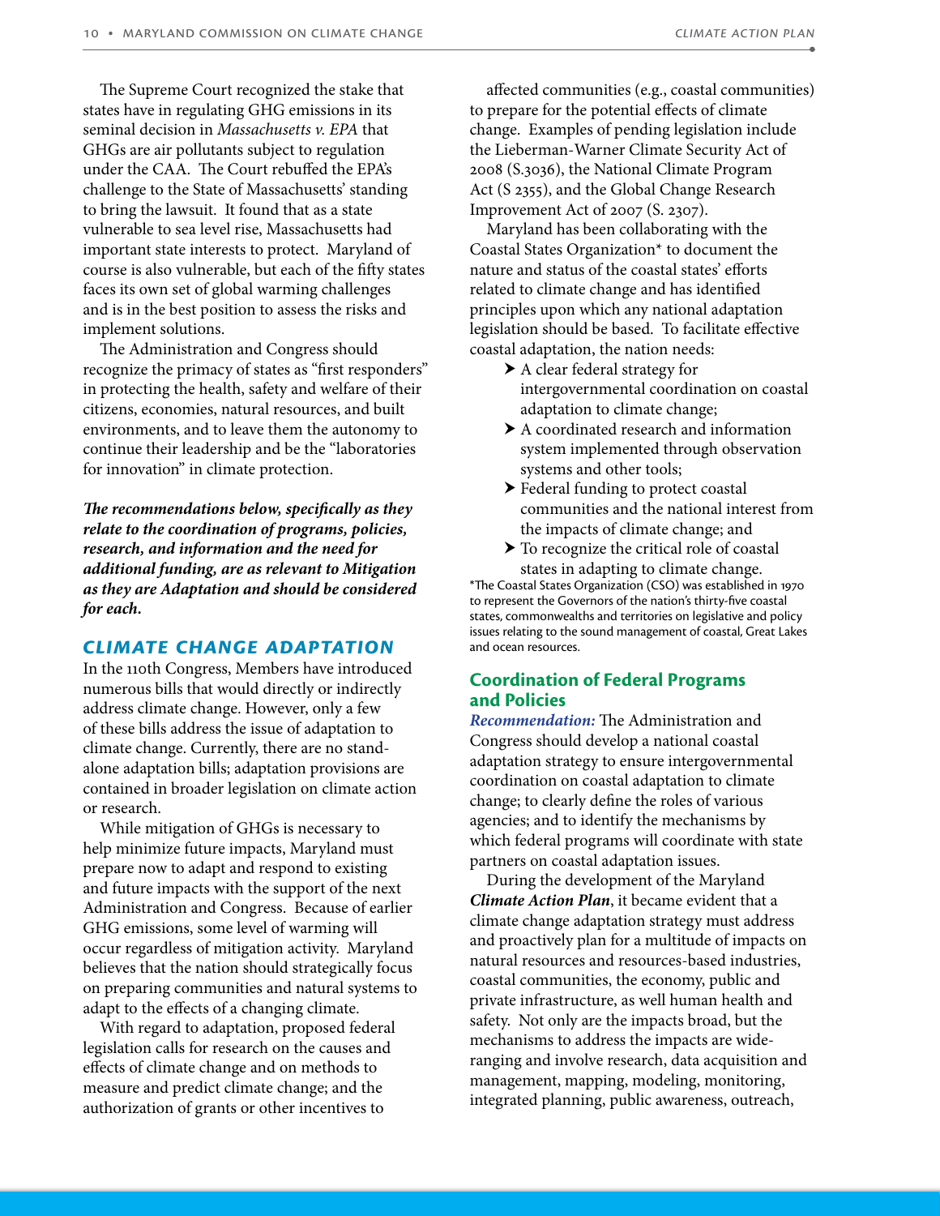The Supreme Court recognized the stake that states have in regulating GHG emissions in its seminal decision in *Massachusetts v. EPA* that GHGs are air pollutants subject to regulation under the CAA. The Court rebuffed the EPA's challenge to the State of Massachusetts' standing to bring the lawsuit. It found that as a state vulnerable to sea level rise, Massachusetts had important state interests to protect. Maryland of course is also vulnerable, but each of the fifty states faces its own set of global warming challenges and is in the best position to assess the risks and implement solutions.

The Administration and Congress should recognize the primacy of states as "first responders" in protecting the health, safety and welfare of their citizens, economies, natural resources, and built environments, and to leave them the autonomy to continue their leadership and be the "laboratories for innovation" in climate protection.

***The recommendations below, specifically as they relate to the coordination of programs, policies, research, and information and the need for additional funding, are as relevant to Mitigation as they are Adaptation and should be considered for each.***

## *CLIMATE CHANGE ADAPTATION*

In the 110th Congress, Members have introduced numerous bills that would directly or indirectly address climate change. However, only a few of these bills address the issue of adaptation to climate change. Currently, there are no stand-alone adaptation bills; adaptation provisions are contained in broader legislation on climate action or research.

While mitigation of GHGs is necessary to help minimize future impacts, Maryland must prepare now to adapt and respond to existing and future impacts with the support of the next Administration and Congress. Because of earlier GHG emissions, some level of warming will occur regardless of mitigation activity. Maryland believes that the nation should strategically focus on preparing communities and natural systems to adapt to the effects of a changing climate.

With regard to adaptation, proposed federal legislation calls for research on the causes and effects of climate change and on methods to measure and predict climate change; and the authorization of grants or other incentives to affected communities (e.g., coastal communities) to prepare for the potential effects of climate change. Examples of pending legislation include the Lieberman-Warner Climate Security Act of 2008 (S.3036), the National Climate Program Act (S 2355), and the Global Change Research Improvement Act of 2007 (S. 2307).

Maryland has been collaborating with the Coastal States Organization* to document the nature and status of the coastal states' efforts related to climate change and has identified principles upon which any national adaptation legislation should be based. To facilitate effective coastal adaptation, the nation needs:

- A clear federal strategy for intergovernmental coordination on coastal adaptation to climate change;
- A coordinated research and information system implemented through observation systems and other tools;
- Federal funding to protect coastal communities and the national interest from the impacts of climate change; and
- To recognize the critical role of coastal states in adapting to climate change.

*The Coastal States Organization (CSO) was established in 1970 to represent the Governors of the nation's thirty-five coastal states, commonwealths and territories on legislative and policy issues relating to the sound management of coastal, Great Lakes and ocean resources.

### Coordination of Federal Programs and Policies

***Recommendation:*** The Administration and Congress should develop a national coastal adaptation strategy to ensure intergovernmental coordination on coastal adaptation to climate change; to clearly define the roles of various agencies; and to identify the mechanisms by which federal programs will coordinate with state partners on coastal adaptation issues.

During the development of the Maryland ***Climate Action Plan***, it became evident that a climate change adaptation strategy must address and proactively plan for a multitude of impacts on natural resources and resources-based industries, coastal communities, the economy, public and private infrastructure, as well human health and safety. Not only are the impacts broad, but the mechanisms to address the impacts are wide-ranging and involve research, data acquisition and management, mapping, modeling, monitoring, integrated planning, public awareness, outreach,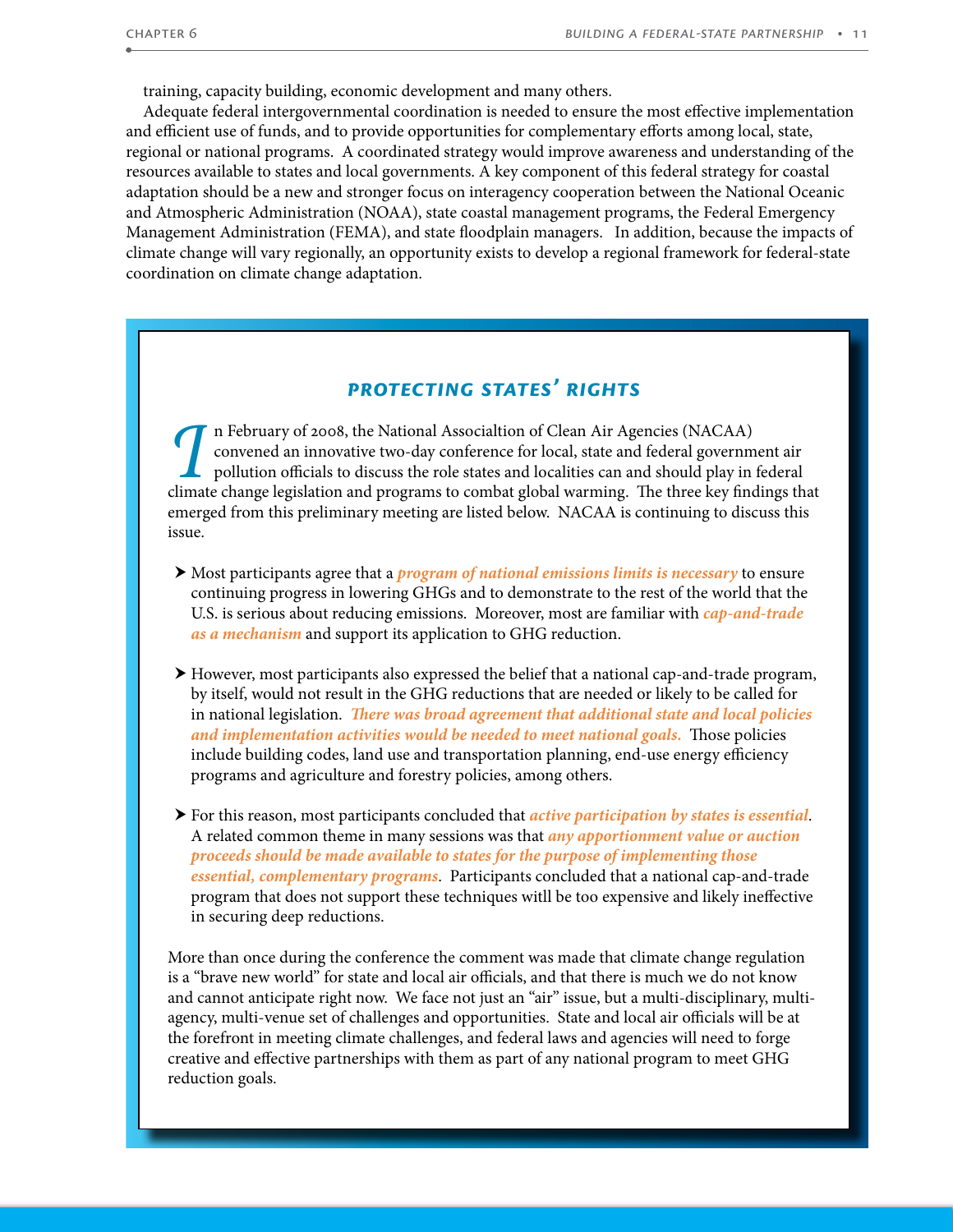training, capacity building, economic development and many others.

Adequate federal intergovernmental coordination is needed to ensure the most effective implementation and efficient use of funds, and to provide opportunities for complementary efforts among local, state, regional or national programs. A coordinated strategy would improve awareness and understanding of the resources available to states and local governments. A key component of this federal strategy for coastal adaptation should be a new and stronger focus on interagency cooperation between the National Oceanic and Atmospheric Administration (NOAA), state coastal management programs, the Federal Emergency Management Administration (FEMA), and state floodplain managers. In addition, because the impacts of climate change will vary regionally, an opportunity exists to develop a regional framework for federal-state coordination on climate change adaptation.

## PROTECTING STATES' RIGHTS

In February of 2008, the National Associaltion of Clean Air Agencies (NACAA) convened an innovative two-day conference for local, state and federal government air pollution officials to discuss the role states and localities can and should play in federal climate change legislation and programs to combat global warming. The three key findings that emerged from this preliminary meeting are listed below. NACAA is continuing to discuss this issue.

- Most participants agree that a ***program of national emissions limits is necessary*** to ensure continuing progress in lowering GHGs and to demonstrate to the rest of the world that the U.S. is serious about reducing emissions. Moreover, most are familiar with ***cap-and-trade as a mechanism*** and support its application to GHG reduction.

- However, most participants also expressed the belief that a national cap-and-trade program, by itself, would not result in the GHG reductions that are needed or likely to be called for in national legislation. ***There was broad agreement that additional state and local policies and implementation activities would be needed to meet national goals.*** Those policies include building codes, land use and transportation planning, end-use energy efficiency programs and agriculture and forestry policies, among others.

- For this reason, most participants concluded that ***active participation by states is essential***. A related common theme in many sessions was that ***any apportionment value or auction proceeds should be made available to states for the purpose of implementing those essential, complementary programs***. Participants concluded that a national cap-and-trade program that does not support these techniques willl be too expensive and likely ineffective in securing deep reductions.

More than once during the conference the comment was made that climate change regulation is a "brave new world" for state and local air officials, and that there is much we do not know and cannot anticipate right now. We face not just an "air" issue, but a multi-disciplinary, multi-agency, multi-venue set of challenges and opportunities. State and local air officials will be at the forefront in meeting climate challenges, and federal laws and agencies will need to forge creative and effective partnerships with them as part of any national program to meet GHG reduction goals.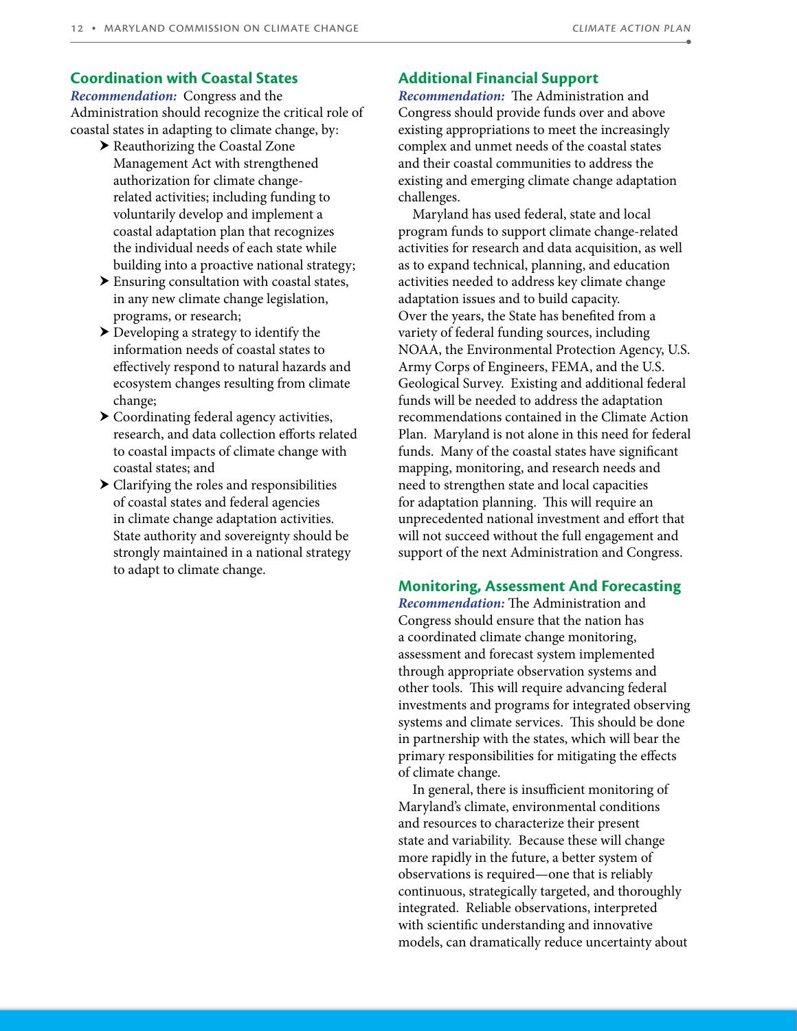## Coordination with Coastal States

***Recommendation:*** Congress and the Administration should recognize the critical role of coastal states in adapting to climate change, by:

- Reauthorizing the Coastal Zone Management Act with strengthened authorization for climate change-related activities; including funding to voluntarily develop and implement a coastal adaptation plan that recognizes the individual needs of each state while building into a proactive national strategy;
- Ensuring consultation with coastal states, in any new climate change legislation, programs, or research;
- Developing a strategy to identify the information needs of coastal states to effectively respond to natural hazards and ecosystem changes resulting from climate change;
- Coordinating federal agency activities, research, and data collection efforts related to coastal impacts of climate change with coastal states; and
- Clarifying the roles and responsibilities of coastal states and federal agencies in climate change adaptation activities. State authority and sovereignty should be strongly maintained in a national strategy to adapt to climate change.

## Additional Financial Support

***Recommendation:*** The Administration and Congress should provide funds over and above existing appropriations to meet the increasingly complex and unmet needs of the coastal states and their coastal communities to address the existing and emerging climate change adaptation challenges.

Maryland has used federal, state and local program funds to support climate change-related activities for research and data acquisition, as well as to expand technical, planning, and education activities needed to address key climate change adaptation issues and to build capacity. Over the years, the State has benefited from a variety of federal funding sources, including NOAA, the Environmental Protection Agency, U.S. Army Corps of Engineers, FEMA, and the U.S. Geological Survey. Existing and additional federal funds will be needed to address the adaptation recommendations contained in the Climate Action Plan. Maryland is not alone in this need for federal funds. Many of the coastal states have significant mapping, monitoring, and research needs and need to strengthen state and local capacities for adaptation planning. This will require an unprecedented national investment and effort that will not succeed without the full engagement and support of the next Administration and Congress.

## Monitoring, Assessment And Forecasting

***Recommendation:*** The Administration and Congress should ensure that the nation has a coordinated climate change monitoring, assessment and forecast system implemented through appropriate observation systems and other tools. This will require advancing federal investments and programs for integrated observing systems and climate services. This should be done in partnership with the states, which will bear the primary responsibilities for mitigating the effects of climate change.

In general, there is insufficient monitoring of Maryland's climate, environmental conditions and resources to characterize their present state and variability. Because these will change more rapidly in the future, a better system of observations is required—one that is reliably continuous, strategically targeted, and thoroughly integrated. Reliable observations, interpreted with scientific understanding and innovative models, can dramatically reduce uncertainty about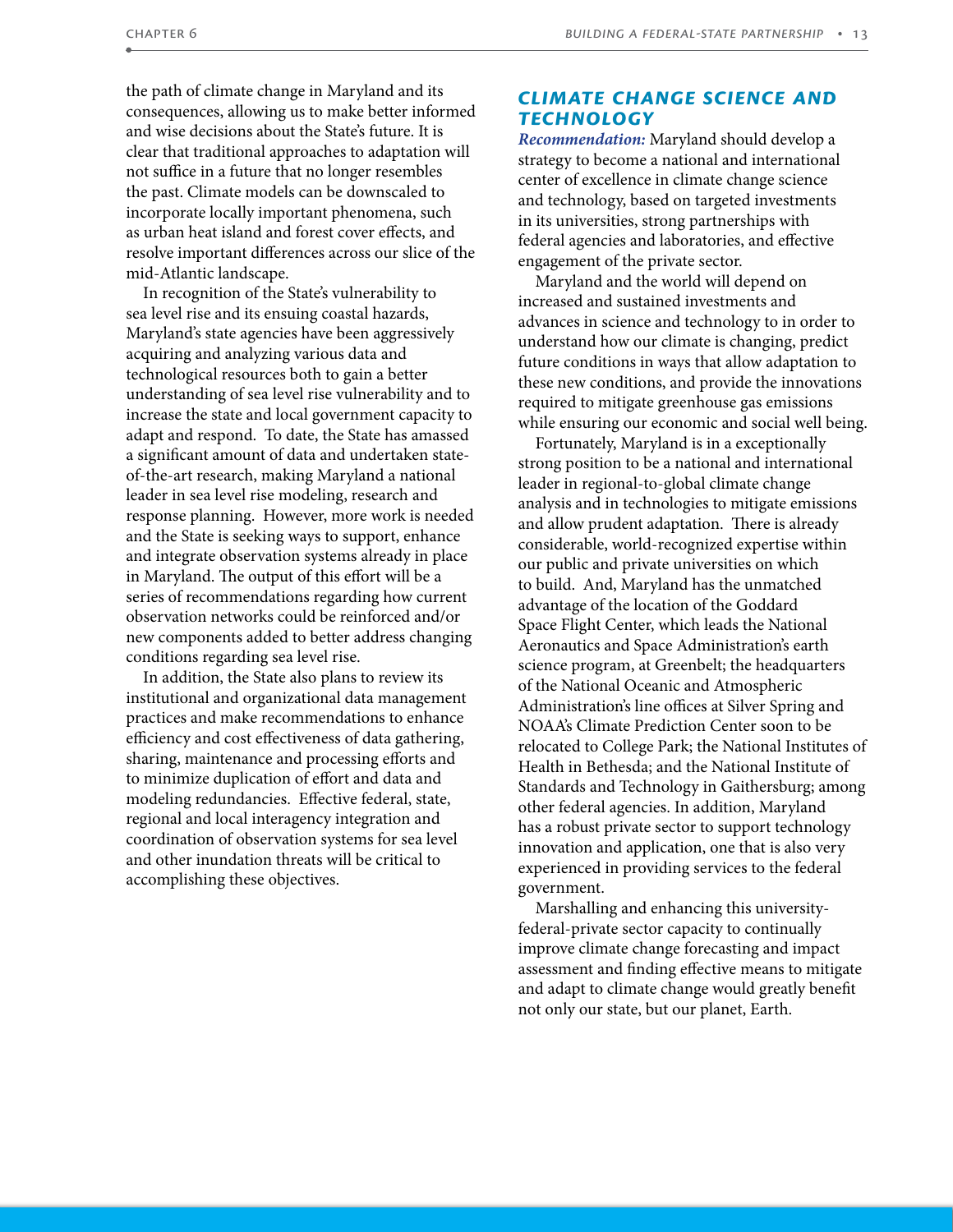the path of climate change in Maryland and its consequences, allowing us to make better informed and wise decisions about the State's future. It is clear that traditional approaches to adaptation will not suffice in a future that no longer resembles the past. Climate models can be downscaled to incorporate locally important phenomena, such as urban heat island and forest cover effects, and resolve important differences across our slice of the mid-Atlantic landscape.

In recognition of the State's vulnerability to sea level rise and its ensuing coastal hazards, Maryland's state agencies have been aggressively acquiring and analyzing various data and technological resources both to gain a better understanding of sea level rise vulnerability and to increase the state and local government capacity to adapt and respond. To date, the State has amassed a significant amount of data and undertaken state-of-the-art research, making Maryland a national leader in sea level rise modeling, research and response planning. However, more work is needed and the State is seeking ways to support, enhance and integrate observation systems already in place in Maryland. The output of this effort will be a series of recommendations regarding how current observation networks could be reinforced and/or new components added to better address changing conditions regarding sea level rise.

In addition, the State also plans to review its institutional and organizational data management practices and make recommendations to enhance efficiency and cost effectiveness of data gathering, sharing, maintenance and processing efforts and to minimize duplication of effort and data and modeling redundancies. Effective federal, state, regional and local interagency integration and coordination of observation systems for sea level and other inundation threats will be critical to accomplishing these objectives.

## CLIMATE CHANGE SCIENCE AND TECHNOLOGY

***Recommendation:*** Maryland should develop a strategy to become a national and international center of excellence in climate change science and technology, based on targeted investments in its universities, strong partnerships with federal agencies and laboratories, and effective engagement of the private sector.

Maryland and the world will depend on increased and sustained investments and advances in science and technology to in order to understand how our climate is changing, predict future conditions in ways that allow adaptation to these new conditions, and provide the innovations required to mitigate greenhouse gas emissions while ensuring our economic and social well being.

Fortunately, Maryland is in a exceptionally strong position to be a national and international leader in regional-to-global climate change analysis and in technologies to mitigate emissions and allow prudent adaptation. There is already considerable, world-recognized expertise within our public and private universities on which to build. And, Maryland has the unmatched advantage of the location of the Goddard Space Flight Center, which leads the National Aeronautics and Space Administration's earth science program, at Greenbelt; the headquarters of the National Oceanic and Atmospheric Administration's line offices at Silver Spring and NOAA's Climate Prediction Center soon to be relocated to College Park; the National Institutes of Health in Bethesda; and the National Institute of Standards and Technology in Gaithersburg; among other federal agencies. In addition, Maryland has a robust private sector to support technology innovation and application, one that is also very experienced in providing services to the federal government.

Marshalling and enhancing this university-federal-private sector capacity to continually improve climate change forecasting and impact assessment and finding effective means to mitigate and adapt to climate change would greatly benefit not only our state, but our planet, Earth.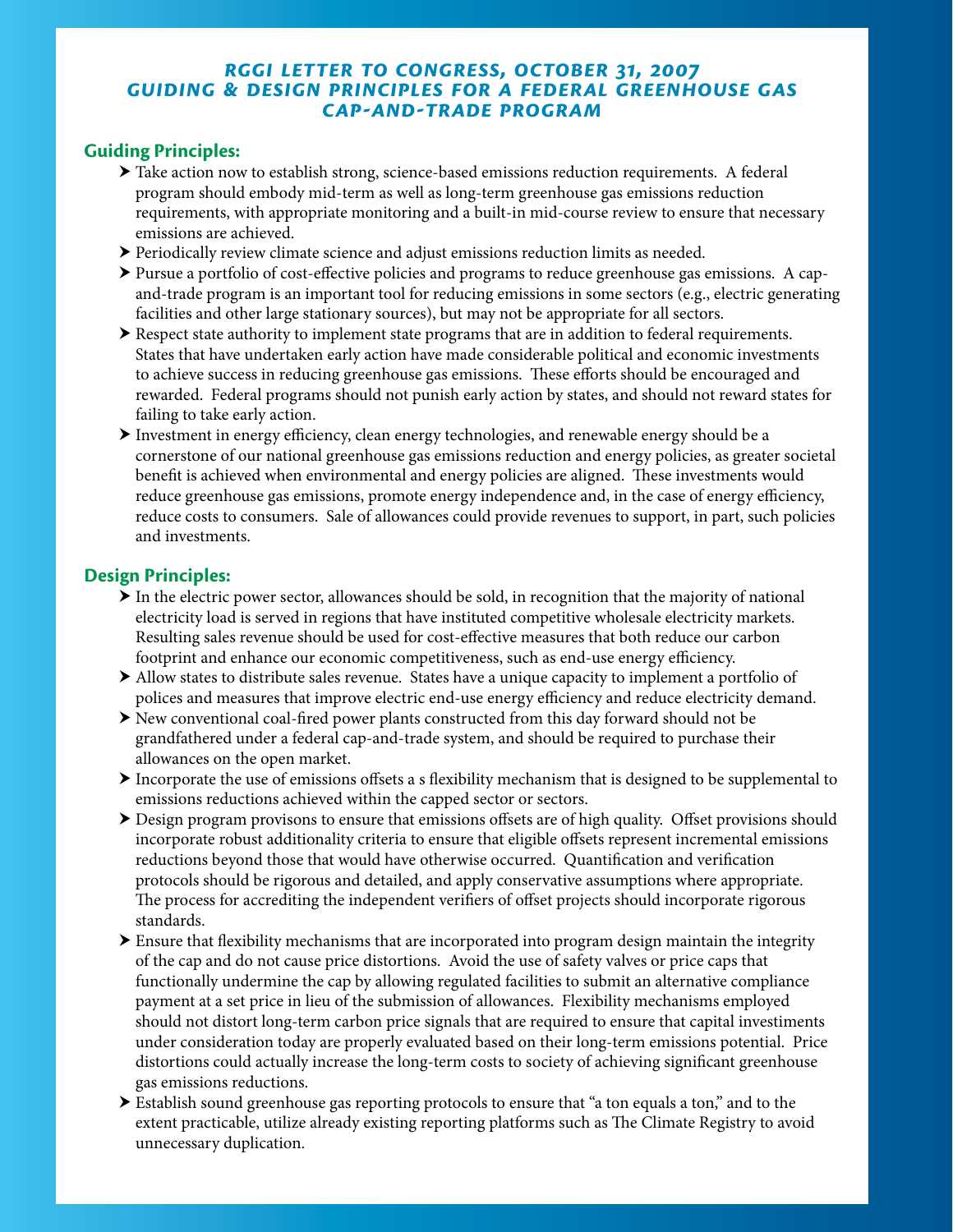# RGGI LETTER TO CONGRESS, OCTOBER 31, 2007
# GUIDING & DESIGN PRINCIPLES FOR A FEDERAL GREENHOUSE GAS CAP-AND-TRADE PROGRAM

## Guiding Principles:

- Take action now to establish strong, science-based emissions reduction requirements. A federal program should embody mid-term as well as long-term greenhouse gas emissions reduction requirements, with appropriate monitoring and a built-in mid-course review to ensure that necessary emissions are achieved.
- Periodically review climate science and adjust emissions reduction limits as needed.
- Pursue a portfolio of cost-effective policies and programs to reduce greenhouse gas emissions. A cap-and-trade program is an important tool for reducing emissions in some sectors (e.g., electric generating facilities and other large stationary sources), but may not be appropriate for all sectors.
- Respect state authority to implement state programs that are in addition to federal requirements. States that have undertaken early action have made considerable political and economic investments to achieve success in reducing greenhouse gas emissions. These efforts should be encouraged and rewarded. Federal programs should not punish early action by states, and should not reward states for failing to take early action.
- Investment in energy efficiency, clean energy technologies, and renewable energy should be a cornerstone of our national greenhouse gas emissions reduction and energy policies, as greater societal benefit is achieved when environmental and energy policies are aligned. These investments would reduce greenhouse gas emissions, promote energy independence and, in the case of energy efficiency, reduce costs to consumers. Sale of allowances could provide revenues to support, in part, such policies and investments.

## Design Principles:

- In the electric power sector, allowances should be sold, in recognition that the majority of national electricity load is served in regions that have instituted competitive wholesale electricity markets. Resulting sales revenue should be used for cost-effective measures that both reduce our carbon footprint and enhance our economic competitiveness, such as end-use energy efficiency.
- Allow states to distribute sales revenue. States have a unique capacity to implement a portfolio of polices and measures that improve electric end-use energy efficiency and reduce electricity demand.
- New conventional coal-fired power plants constructed from this day forward should not be grandfathered under a federal cap-and-trade system, and should be required to purchase their allowances on the open market.
- Incorporate the use of emissions offsets a s flexibility mechanism that is designed to be supplemental to emissions reductions achieved within the capped sector or sectors.
- Design program provisons to ensure that emissions offsets are of high quality. Offset provisions should incorporate robust additionality criteria to ensure that eligible offsets represent incremental emissions reductions beyond those that would have otherwise occurred. Quantification and verification protocols should be rigorous and detailed, and apply conservative assumptions where appropriate. The process for accrediting the independent verifiers of offset projects should incorporate rigorous standards.
- Ensure that flexibility mechanisms that are incorporated into program design maintain the integrity of the cap and do not cause price distortions. Avoid the use of safety valves or price caps that functionally undermine the cap by allowing regulated facilities to submit an alternative compliance payment at a set price in lieu of the submission of allowances. Flexibility mechanisms employed should not distort long-term carbon price signals that are required to ensure that capital investiments under consideration today are properly evaluated based on their long-term emissions potential. Price distortions could actually increase the long-term costs to society of achieving significant greenhouse gas emissions reductions.
- Establish sound greenhouse gas reporting protocols to ensure that "a ton equals a ton," and to the extent practicable, utilize already existing reporting platforms such as The Climate Registry to avoid unnecessary duplication.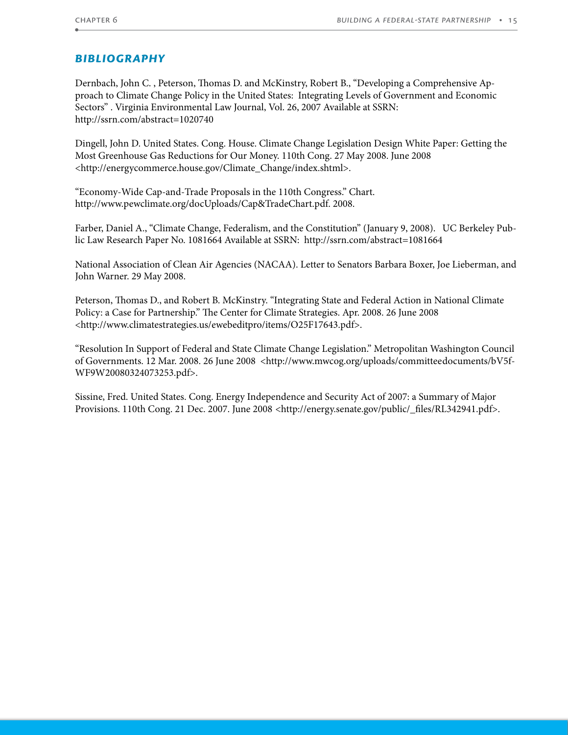## BIBLIOGRAPHY

Dernbach, John C. , Peterson, Thomas D. and McKinstry, Robert B., "Developing a Comprehensive Approach to Climate Change Policy in the United States: Integrating Levels of Government and Economic Sectors" . Virginia Environmental Law Journal, Vol. 26, 2007 Available at SSRN: http://ssrn.com/abstract=1020740

Dingell, John D. United States. Cong. House. Climate Change Legislation Design White Paper: Getting the Most Greenhouse Gas Reductions for Our Money. 110th Cong. 27 May 2008. June 2008 <http://energycommerce.house.gov/Climate_Change/index.shtml>.

"Economy-Wide Cap-and-Trade Proposals in the 110th Congress." Chart. http://www.pewclimate.org/docUploads/Cap&TradeChart.pdf. 2008.

Farber, Daniel A., "Climate Change, Federalism, and the Constitution" (January 9, 2008). UC Berkeley Public Law Research Paper No. 1081664 Available at SSRN: http://ssrn.com/abstract=1081664

National Association of Clean Air Agencies (NACAA). Letter to Senators Barbara Boxer, Joe Lieberman, and John Warner. 29 May 2008.

Peterson, Thomas D., and Robert B. McKinstry. "Integrating State and Federal Action in National Climate Policy: a Case for Partnership." The Center for Climate Strategies. Apr. 2008. 26 June 2008 <http://www.climatestrategies.us/ewebeditpro/items/O25F17643.pdf>.

"Resolution In Support of Federal and State Climate Change Legislation." Metropolitan Washington Council of Governments. 12 Mar. 2008. 26 June 2008 <http://www.mwcog.org/uploads/committeedocuments/bV5fWF9W20080324073253.pdf>.

Sissine, Fred. United States. Cong. Energy Independence and Security Act of 2007: a Summary of Major Provisions. 110th Cong. 21 Dec. 2007. June 2008 <http://energy.senate.gov/public/_files/RL342941.pdf>.